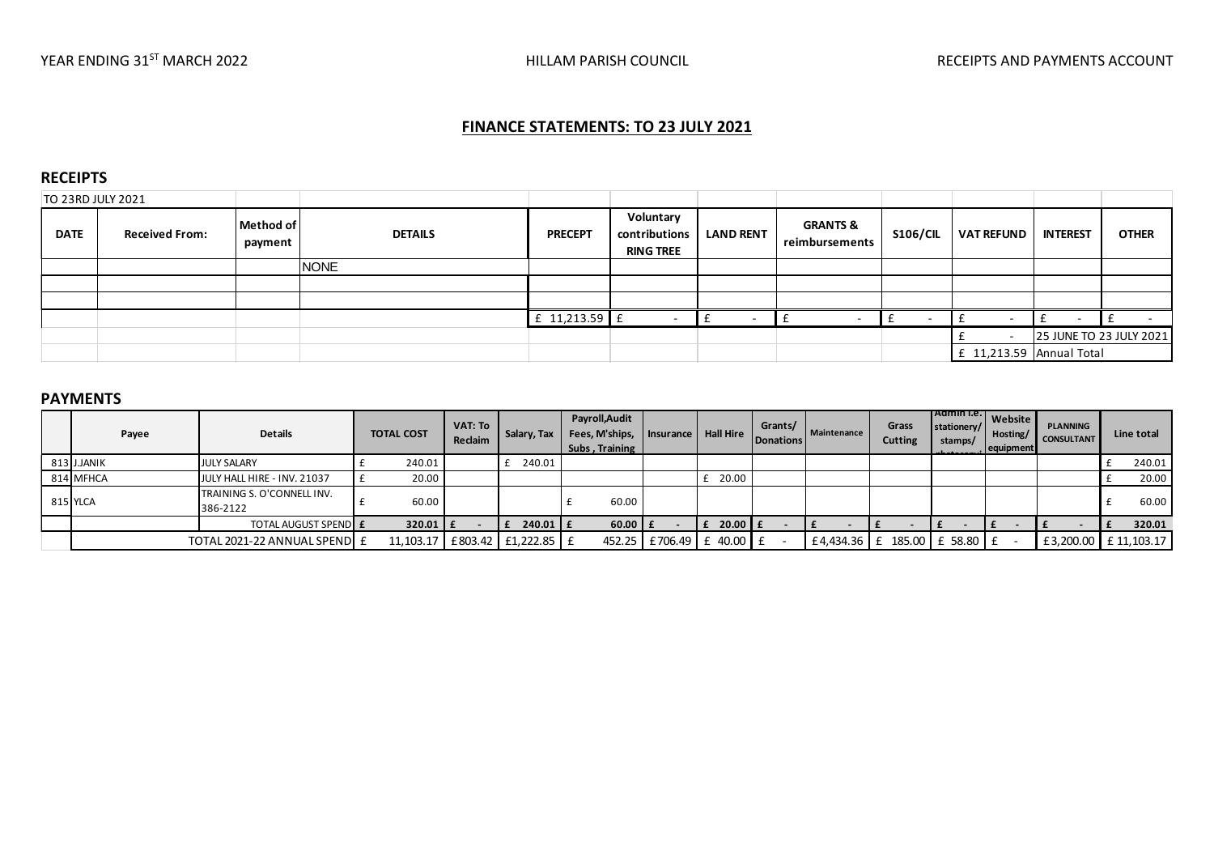YEAR ENDING 31ST MARCH 2022 — HILLAM PARISH COUNCIL — RECEIPTS AND PAYMENTS ACCOUNT

## FINANCE STATEMENTS: TO 23 JULY 2021

### RECEIPTS

| TO 23RD JULY 2021 | | | | | | | | | | | |
|---|---|---|---|---|---|---|---|---|---|---|---|
| **DATE** | **Received From:** | **Method of payment** | **DETAILS** | **PRECEPT** | **Voluntary contributions RING TREE** | **LAND RENT** | **GRANTS & reimbursements** | **S106/CIL** | **VAT REFUND** | **INTEREST** | **OTHER** |
| | | | NONE | | | | | | | | |
| | | | | | | | | | | | |
| | | | | | | | | | | | |
| | | | | £ 11,213.59 | £ - | £ - | £ - | £ - | £ - | £ - | £ - |
| | | | | | | | | | £ - | 25 JUNE TO 23 JULY 2021 | |
| | | | | | | | | | £ 11,213.59 | Annual Total | |

### PAYMENTS

| | Payee | Details | TOTAL COST | VAT: To Reclaim | Salary, Tax | Payroll,Audit Fees, M'ships, Subs , Training | Insurance | Hall Hire | Grants/ Donations | Maintenance | Grass Cutting | Admin i.e. stationery/ stamps/ | Website Hosting/ equipment | PLANNING CONSULTANT | Line total |
|---|---|---|---|---|---|---|---|---|---|---|---|---|---|---|---|
| 813 | J.JANIK | JULY SALARY | £ 240.01 | | £ 240.01 | | | | | | | | | | £ 240.01 |
| 814 | MFHCA | JULY HALL HIRE - INV. 21037 | £ 20.00 | | | | | £ 20.00 | | | | | | | £ 20.00 |
| 815 | YLCA | TRAINING S. O'CONNELL INV. 386-2122 | £ 60.00 | | | £ 60.00 | | | | | | | | | £ 60.00 |
| | | **TOTAL AUGUST SPEND** | **£ 320.01** | **£ -** | **£ 240.01** | **£ 60.00** | **£ -** | **£ 20.00** | **£ -** | **£ -** | **£ -** | **£ -** | **£ -** | **£ -** | **£ 320.01** |
| | TOTAL 2021-22 ANNUAL SPEND | | £ 11,103.17 | £803.42 | £1,222.85 | £ 452.25 | £706.49 | £ 40.00 | £ - | £4,434.36 | £ 185.00 | £ 58.80 | £ - | £3,200.00 | £ 11,103.17 |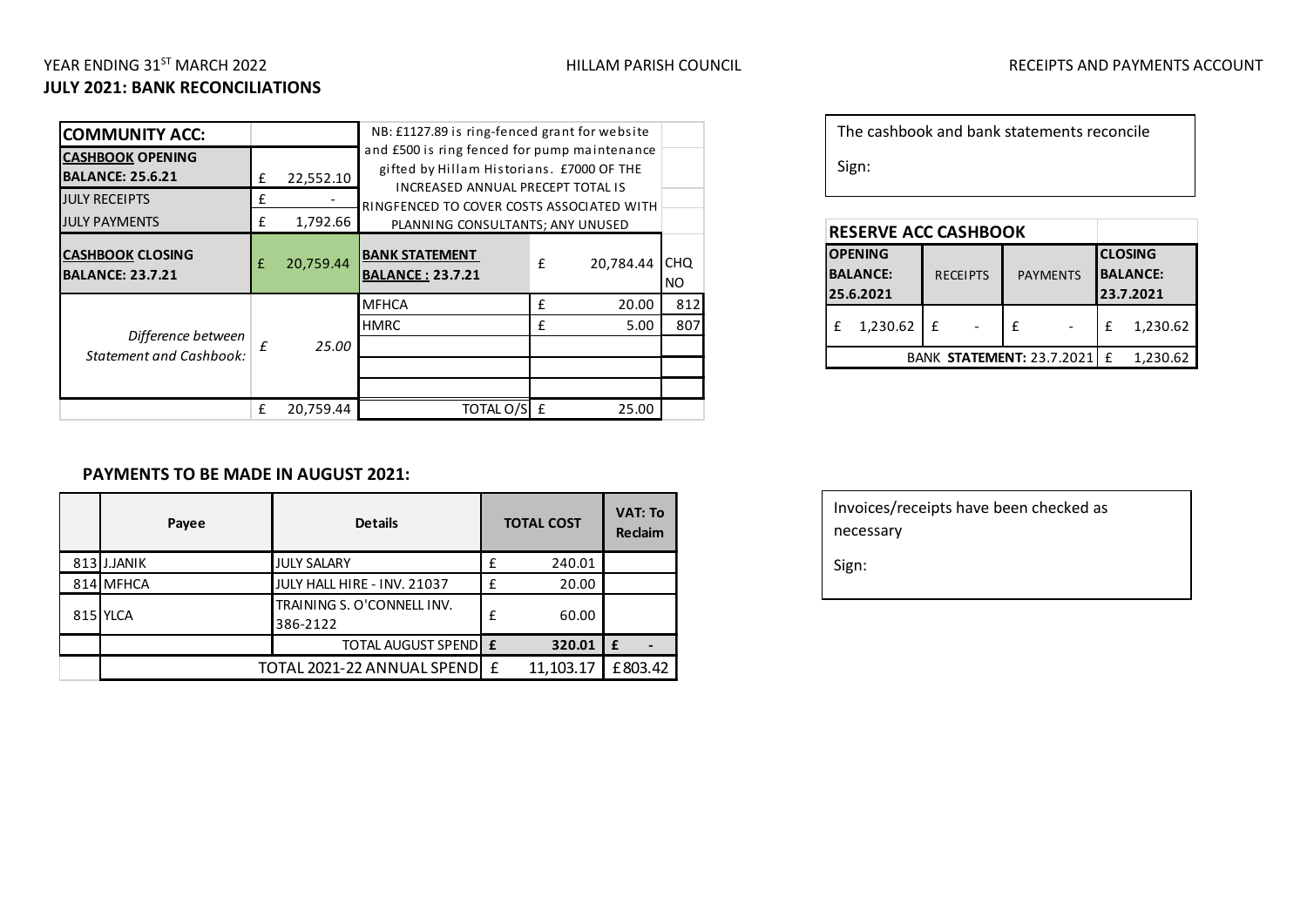YEAR ENDING 31ST MARCH 2022 — HILLAM PARISH COUNCIL — RECEIPTS AND PAYMENTS ACCOUNT

**JULY 2021: BANK RECONCILIATIONS**

| **COMMUNITY ACC:** | | | | |
|---|---|---|---|---|
| **CASHBOOK OPENING BALANCE: 25.6.21** | £ 22,552.10 | NB: £1127.89 is ring-fenced grant for website and £500 is ring fenced for pump maintenance gifted by Hillam Historians. £7000 OF THE INCREASED ANNUAL PRECEPT TOTAL IS RINGFENCED TO COVER COSTS ASSOCIATED WITH PLANNING CONSULTANTS; ANY UNUSED | | |
| JULY RECEIPTS | £ - | | | |
| JULY PAYMENTS | £ 1,792.66 | | | |
| **CASHBOOK CLOSING BALANCE: 23.7.21** | £ 20,759.44 | **BANK STATEMENT BALANCE : 23.7.21** | £ 20,784.44 | CHQ NO |
| *Difference between Statement and Cashbook:* | *£ 25.00* | MFHCA | £ 20.00 | 812 |
| | | HMRC | £ 5.00 | 807 |
| | £ 20,759.44 | TOTAL O/S | £ 25.00 | |

The cashbook and bank statements reconcile

Sign:

| **RESERVE ACC CASHBOOK** | | | |
|---|---|---|---|
| **OPENING BALANCE: 25.6.2021** | RECEIPTS | PAYMENTS | **CLOSING BALANCE: 23.7.2021** |
| £ 1,230.62 | £ - | £ - | £ 1,230.62 |
| | | BANK **STATEMENT:** 23.7.2021 | £ 1,230.62 |

**PAYMENTS TO BE MADE IN AUGUST 2021:**

| | Payee | Details | TOTAL COST | VAT: To Reclaim |
|---|---|---|---|---|
| 813 | J.JANIK | JULY SALARY | £ 240.01 | |
| 814 | MFHCA | JULY HALL HIRE - INV. 21037 | £ 20.00 | |
| 815 | YLCA | TRAINING S. O'CONNELL INV. 386-2122 | £ 60.00 | |
| | | TOTAL AUGUST SPEND | **£ 320.01** | **£ -** |
| | | TOTAL 2021-22 ANNUAL SPEND | £ 11,103.17 | £803.42 |

Invoices/receipts have been checked as necessary

Sign: